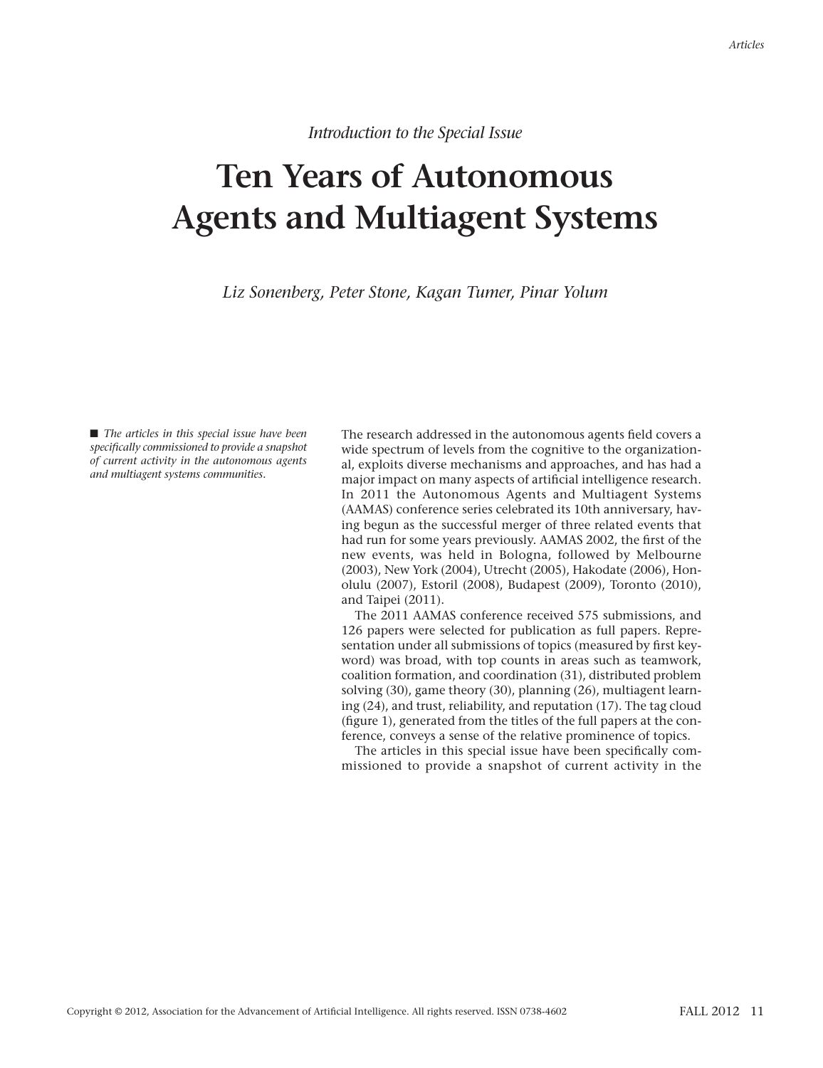*Introduction to the Special Issue*

# Ten Years of Autonomous Agents and Multiagent Systems

*Liz Sonenberg, Peter Stone, Kagan Tumer, Pinar Yolum*

■ *The articles in this special issue have been specifically commissioned to provide a snapshot of current activity in the autonomous agents and multiagent systems communities.*

The research addressed in the autonomous agents field covers a wide spectrum of levels from the cognitive to the organizational, exploits diverse mechanisms and approaches, and has had a major impact on many aspects of artificial intelligence research. In 2011 the Autonomous Agents and Multiagent Systems (AAMAS) conference series celebrated its 10th anniversary, having begun as the successful merger of three related events that had run for some years previously. AAMAS 2002, the first of the new events, was held in Bologna, followed by Melbourne (2003), New York (2004), Utrecht (2005), Hakodate (2006), Honolulu (2007), Estoril (2008), Budapest (2009), Toronto (2010), and Taipei (2011).

The 2011 AAMAS conference received 575 submissions, and 126 papers were selected for publication as full papers. Representation under all submissions of topics (measured by first keyword) was broad, with top counts in areas such as teamwork, coalition formation, and coordination (31), distributed problem solving (30), game theory (30), planning (26), multiagent learning (24), and trust, reliability, and reputation (17). The tag cloud (figure 1), generated from the titles of the full papers at the conference, conveys a sense of the relative prominence of topics.

The articles in this special issue have been specifically commissioned to provide a snapshot of current activity in the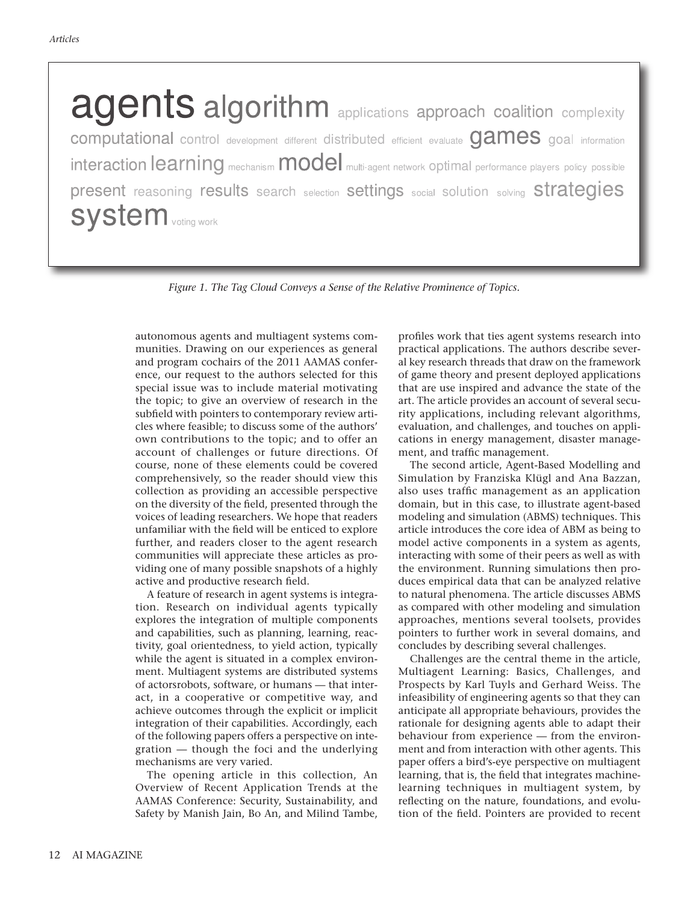agents algorithm applications approach coalition complexity computational control development different distributed efficient evaluate games goal information interaction learning mechanism model multi-agent network optimal performance players policy possible present reasoning results search selection settings social solution solving strategies system voting work

*Figure 1. The Tag Cloud Conveys a Sense of the Relative Prominence of Topics.*

autonomous agents and multiagent systems communities. Drawing on our experiences as general and program cochairs of the 2011 AAMAS conference, our request to the authors selected for this special issue was to include material motivating the topic; to give an overview of research in the subfield with pointers to contemporary review articles where feasible; to discuss some of the authors' own contributions to the topic; and to offer an account of challenges or future directions. Of course, none of these elements could be covered comprehensively, so the reader should view this collection as providing an accessible perspective on the diversity of the field, presented through the voices of leading researchers. We hope that readers unfamiliar with the field will be enticed to explore further, and readers closer to the agent research communities will appreciate these articles as providing one of many possible snapshots of a highly active and productive research field.

A feature of research in agent systems is integration. Research on individual agents typically explores the integration of multiple components and capabilities, such as planning, learning, reactivity, goal orientedness, to yield action, typically while the agent is situated in a complex environment. Multiagent systems are distributed systems of actorsrobots, software, or humans — that interact, in a cooperative or competitive way, and achieve outcomes through the explicit or implicit integration of their capabilities. Accordingly, each of the following papers offers a perspective on integration — though the foci and the underlying mechanisms are very varied.

The opening article in this collection, An Overview of Recent Application Trends at the AAMAS Conference: Security, Sustainability, and Safety by Manish Jain, Bo An, and Milind Tambe, profiles work that ties agent systems research into practical applications. The authors describe several key research threads that draw on the framework of game theory and present deployed applications that are use inspired and advance the state of the art. The article provides an account of several security applications, including relevant algorithms, evaluation, and challenges, and touches on applications in energy management, disaster management, and traffic management.

The second article, Agent-Based Modelling and Simulation by Franziska Klügl and Ana Bazzan, also uses traffic management as an application domain, but in this case, to illustrate agent-based modeling and simulation (ABMS) techniques. This article introduces the core idea of ABM as being to model active components in a system as agents, interacting with some of their peers as well as with the environment. Running simulations then produces empirical data that can be analyzed relative to natural phenomena. The article discusses ABMS as compared with other modeling and simulation approaches, mentions several toolsets, provides pointers to further work in several domains, and concludes by describing several challenges.

Challenges are the central theme in the article, Multiagent Learning: Basics, Challenges, and Prospects by Karl Tuyls and Gerhard Weiss. The infeasibility of engineering agents so that they can anticipate all appropriate behaviours, provides the rationale for designing agents able to adapt their behaviour from experience — from the environment and from interaction with other agents. This paper offers a bird's-eye perspective on multiagent learning, that is, the field that integrates machine-learning techniques in multiagent system, by reflecting on the nature, foundations, and evolution of the field. Pointers are provided to recent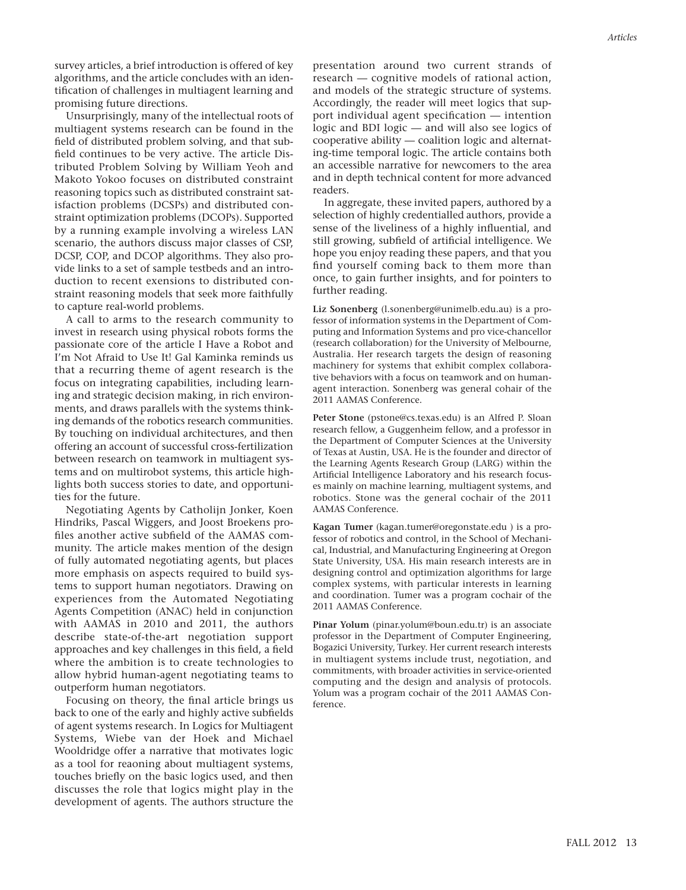survey articles, a brief introduction is offered of key algorithms, and the article concludes with an identification of challenges in multiagent learning and promising future directions.

Unsurprisingly, many of the intellectual roots of multiagent systems research can be found in the field of distributed problem solving, and that subfield continues to be very active. The article Distributed Problem Solving by William Yeoh and Makoto Yokoo focuses on distributed constraint reasoning topics such as distributed constraint satisfaction problems (DCSPs) and distributed constraint optimization problems (DCOPs). Supported by a running example involving a wireless LAN scenario, the authors discuss major classes of CSP, DCSP, COP, and DCOP algorithms. They also provide links to a set of sample testbeds and an introduction to recent exensions to distributed constraint reasoning models that seek more faithfully to capture real-world problems.

A call to arms to the research community to invest in research using physical robots forms the passionate core of the article I Have a Robot and I'm Not Afraid to Use It! Gal Kaminka reminds us that a recurring theme of agent research is the focus on integrating capabilities, including learning and strategic decision making, in rich environments, and draws parallels with the systems thinking demands of the robotics research communities. By touching on individual architectures, and then offering an account of successful cross-fertilization between research on teamwork in multiagent systems and on multirobot systems, this article highlights both success stories to date, and opportunities for the future.

Negotiating Agents by Catholijn Jonker, Koen Hindriks, Pascal Wiggers, and Joost Broekens profiles another active subfield of the AAMAS community. The article makes mention of the design of fully automated negotiating agents, but places more emphasis on aspects required to build systems to support human negotiators. Drawing on experiences from the Automated Negotiating Agents Competition (ANAC) held in conjunction with AAMAS in 2010 and 2011, the authors describe state-of-the-art negotiation support approaches and key challenges in this field, a field where the ambition is to create technologies to allow hybrid human-agent negotiating teams to outperform human negotiators.

Focusing on theory, the final article brings us back to one of the early and highly active subfields of agent systems research. In Logics for Multiagent Systems, Wiebe van der Hoek and Michael Wooldridge offer a narrative that motivates logic as a tool for reaoning about multiagent systems, touches briefly on the basic logics used, and then discusses the role that logics might play in the development of agents. The authors structure the presentation around two current strands of research — cognitive models of rational action, and models of the strategic structure of systems. Accordingly, the reader will meet logics that support individual agent specification — intention logic and BDI logic — and will also see logics of cooperative ability — coalition logic and alternating-time temporal logic. The article contains both an accessible narrative for newcomers to the area and in depth technical content for more advanced readers.

In aggregate, these invited papers, authored by a selection of highly credentialled authors, provide a sense of the liveliness of a highly influential, and still growing, subfield of artificial intelligence. We hope you enjoy reading these papers, and that you find yourself coming back to them more than once, to gain further insights, and for pointers to further reading.

**Liz Sonenberg** (l.sonenberg@unimelb.edu.au) is a professor of information systems in the Department of Computing and Information Systems and pro vice-chancellor (research collaboration) for the University of Melbourne, Australia. Her research targets the design of reasoning machinery for systems that exhibit complex collaborative behaviors with a focus on teamwork and on human-agent interaction. Sonenberg was general cohair of the 2011 AAMAS Conference.

**Peter Stone** (pstone@cs.texas.edu) is an Alfred P. Sloan research fellow, a Guggenheim fellow, and a professor in the Department of Computer Sciences at the University of Texas at Austin, USA. He is the founder and director of the Learning Agents Research Group (LARG) within the Artificial Intelligence Laboratory and his research focuses mainly on machine learning, multiagent systems, and robotics. Stone was the general cochair of the 2011 AAMAS Conference.

**Kagan Tumer** (kagan.tumer@oregonstate.edu ) is a professor of robotics and control, in the School of Mechanical, Industrial, and Manufacturing Engineering at Oregon State University, USA. His main research interests are in designing control and optimization algorithms for large complex systems, with particular interests in learning and coordination. Tumer was a program cochair of the 2011 AAMAS Conference.

**Pinar Yolum** (pinar.yolum@boun.edu.tr) is an associate professor in the Department of Computer Engineering, Bogazici University, Turkey. Her current research interests in multiagent systems include trust, negotiation, and commitments, with broader activities in service-oriented computing and the design and analysis of protocols. Yolum was a program cochair of the 2011 AAMAS Conference.